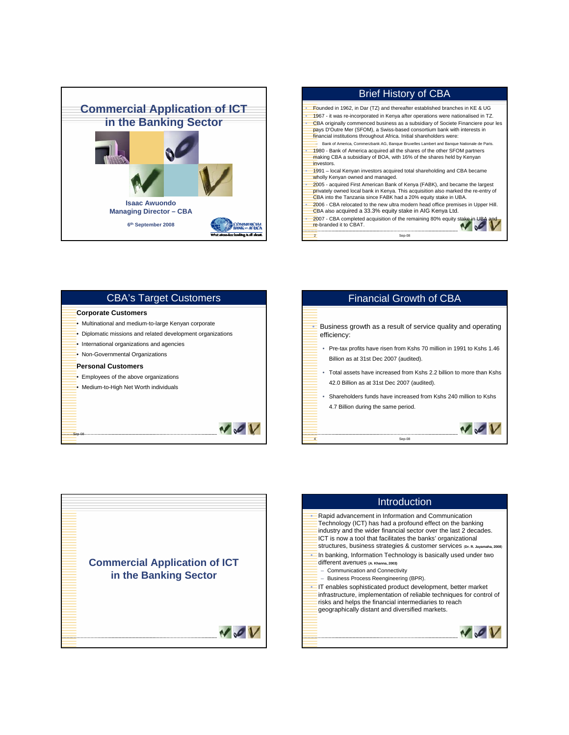# Commercial Application of ICT in the Banking Sector

Isaac Awuondo
Managing Director – CBA

6th September 2008

## Brief History of CBA

- Founded in 1962, in Dar (TZ) and thereafter established branches in KE & UG
- 1967 - it was re-incorporated in Kenya after operations were nationalised in TZ.
- CBA originally commenced business as a subsidiary of Societe Financiere pour les pays D'Outre Mer (SFOM), a Swiss-based consortium bank with interests in financial institutions throughout Africa. Initial shareholders were:
  - Bank of America, Commerzbank AG, Banque Bruxelles Lambert and Banque Nationale de Paris.
- 1980 - Bank of America acquired all the shares of the other SFOM partners making CBA a subsidiary of BOA, with 16% of the shares held by Kenyan investors.
- 1991 – local Kenyan investors acquired total shareholding and CBA became wholly Kenyan owned and managed.
- 2005 - acquired First American Bank of Kenya (FABK), and became the largest privately owned local bank in Kenya. This acquisition also marked the re-entry of CBA into the Tanzania since FABK had a 20% equity stake in UBA.
- 2006 - CBA relocated to the new ultra modern head office premises in Upper Hill. CBA also acquired a 33.3% equity stake in AIG Kenya Ltd.
- 2007 - CBA completed acquisition of the remaining 80% equity stake in UBA and re-branded it to CBAT.

## CBA's Target Customers

**Corporate Customers**

- Multinational and medium-to-large Kenyan corporate
- Diplomatic missions and related development organizations
- International organizations and agencies
- Non-Governmental Organizations

**Personal Customers**

- Employees of the above organizations
- Medium-to-High Net Worth individuals

## Financial Growth of CBA

- Business growth as a result of service quality and operating efficiency:
  - Pre-tax profits have risen from Kshs 70 million in 1991 to Kshs 1.46 Billion as at 31st Dec 2007 (audited).
  - Total assets have increased from Kshs 2.2 billion to more than Kshs 42.0 Billion as at 31st Dec 2007 (audited).
  - Shareholders funds have increased from Kshs 240 million to Kshs 4.7 Billion during the same period.

# Commercial Application of ICT in the Banking Sector

## Introduction

- Rapid advancement in Information and Communication Technology (ICT) has had a profound effect on the banking industry and the wider financial sector over the last 2 decades. ICT is now a tool that facilitates the banks' organizational structures, business strategies & customer services (Dr. R. Jayamaha, 2008)
- In banking, Information Technology is basically used under two different avenues (A. Khanna, 2003)
  - Communication and Connectivity
  - Business Process Reengineering (BPR).
- IT enables sophisticated product development, better market infrastructure, implementation of reliable techniques for control of risks and helps the financial intermediaries to reach geographically distant and diversified markets.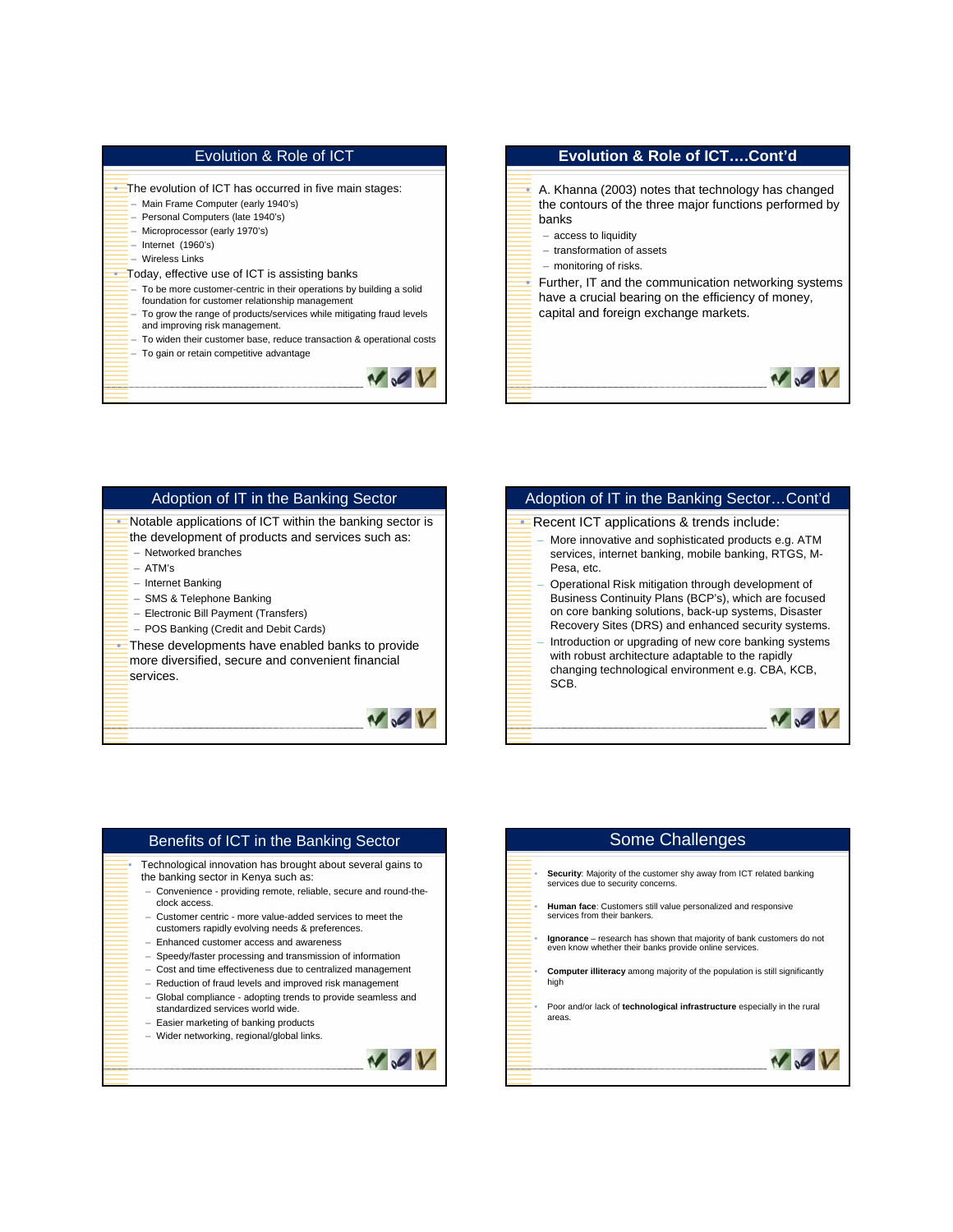## Evolution & Role of ICT

- The evolution of ICT has occurred in five main stages:
  - Main Frame Computer (early 1940's)
  - Personal Computers (late 1940's)
  - Microprocessor (early 1970's)
  - Internet (1960's)
  - Wireless Links
- Today, effective use of ICT is assisting banks
  - To be more customer-centric in their operations by building a solid foundation for customer relationship management
  - To grow the range of products/services while mitigating fraud levels and improving risk management.
  - To widen their customer base, reduce transaction & operational costs
  - To gain or retain competitive advantage

## Evolution & Role of ICT….Cont'd

- A. Khanna (2003) notes that technology has changed the contours of the three major functions performed by banks
  - access to liquidity
  - transformation of assets
  - monitoring of risks.
- Further, IT and the communication networking systems have a crucial bearing on the efficiency of money, capital and foreign exchange markets.

## Adoption of IT in the Banking Sector

- Notable applications of ICT within the banking sector is the development of products and services such as:
  - Networked branches
  - ATM's
  - Internet Banking
  - SMS & Telephone Banking
  - Electronic Bill Payment (Transfers)
  - POS Banking (Credit and Debit Cards)
- These developments have enabled banks to provide more diversified, secure and convenient financial services.

## Adoption of IT in the Banking Sector…Cont'd

- Recent ICT applications & trends include:
  - More innovative and sophisticated products e.g. ATM services, internet banking, mobile banking, RTGS, M-Pesa, etc.
  - Operational Risk mitigation through development of Business Continuity Plans (BCP's), which are focused on core banking solutions, back-up systems, Disaster Recovery Sites (DRS) and enhanced security systems.
  - Introduction or upgrading of new core banking systems with robust architecture adaptable to the rapidly changing technological environment e.g. CBA, KCB, SCB.

## Benefits of ICT in the Banking Sector

- Technological innovation has brought about several gains to the banking sector in Kenya such as:
  - Convenience - providing remote, reliable, secure and round-the-clock access.
  - Customer centric - more value-added services to meet the customers rapidly evolving needs & preferences.
  - Enhanced customer access and awareness
  - Speedy/faster processing and transmission of information
  - Cost and time effectiveness due to centralized management
  - Reduction of fraud levels and improved risk management
  - Global compliance - adopting trends to provide seamless and standardized services world wide.
  - Easier marketing of banking products
  - Wider networking, regional/global links.

## Some Challenges

- **Security**: Majority of the customer shy away from ICT related banking services due to security concerns.
- **Human face**: Customers still value personalized and responsive services from their bankers.
- **Ignorance** – research has shown that majority of bank customers do not even know whether their banks provide online services.
- **Computer illiteracy** among majority of the population is still significantly high
- Poor and/or lack of **technological infrastructure** especially in the rural areas.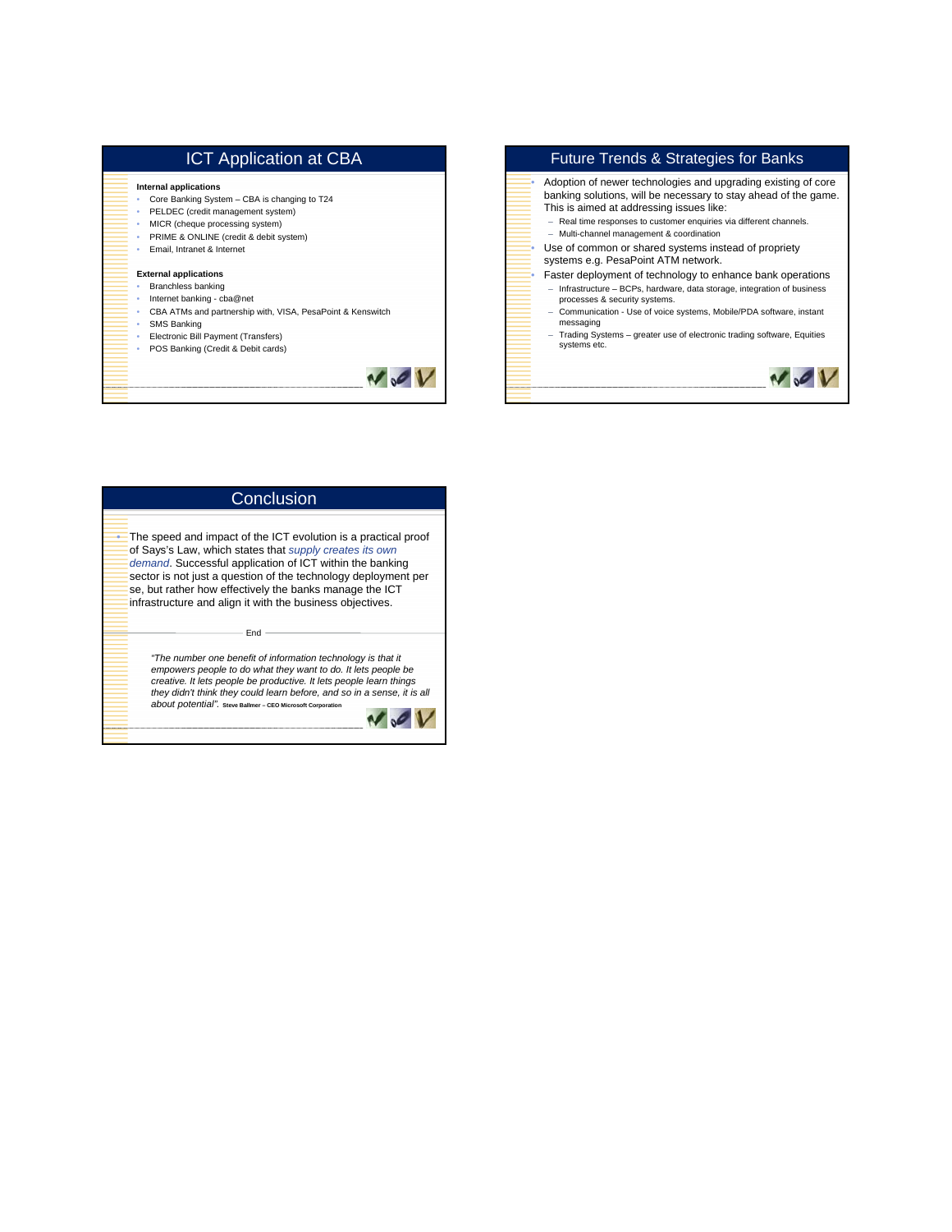## ICT Application at CBA

**Internal applications**

- Core Banking System – CBA is changing to T24
- PELDEC (credit management system)
- MICR (cheque processing system)
- PRIME & ONLINE (credit & debit system)
- Email, Intranet & Internet

**External applications**

- Branchless banking
- Internet banking - cba@net
- CBA ATMs and partnership with, VISA, PesaPoint & Kenswitch
- SMS Banking
- Electronic Bill Payment (Transfers)
- POS Banking (Credit & Debit cards)

## Future Trends & Strategies for Banks

- Adoption of newer technologies and upgrading existing of core banking solutions, will be necessary to stay ahead of the game. This is aimed at addressing issues like:
  - Real time responses to customer enquiries via different channels.
  - Multi-channel management & coordination
- Use of common or shared systems instead of propriety systems e.g. PesaPoint ATM network.
- Faster deployment of technology to enhance bank operations
  - Infrastructure – BCPs, hardware, data storage, integration of business processes & security systems.
  - Communication - Use of voice systems, Mobile/PDA software, instant messaging
  - Trading Systems – greater use of electronic trading software, Equities systems etc.

## Conclusion

- The speed and impact of the ICT evolution is a practical proof of Says's Law, which states that *supply creates its own demand*. Successful application of ICT within the banking sector is not just a question of the technology deployment per se, but rather how effectively the banks manage the ICT infrastructure and align it with the business objectives.

End

*"The number one benefit of information technology is that it empowers people to do what they want to do. It lets people be creative. It lets people be productive. It lets people learn things they didn't think they could learn before, and so in a sense, it is all about potential".* **Steve Ballmer – CEO Microsoft Corporation**